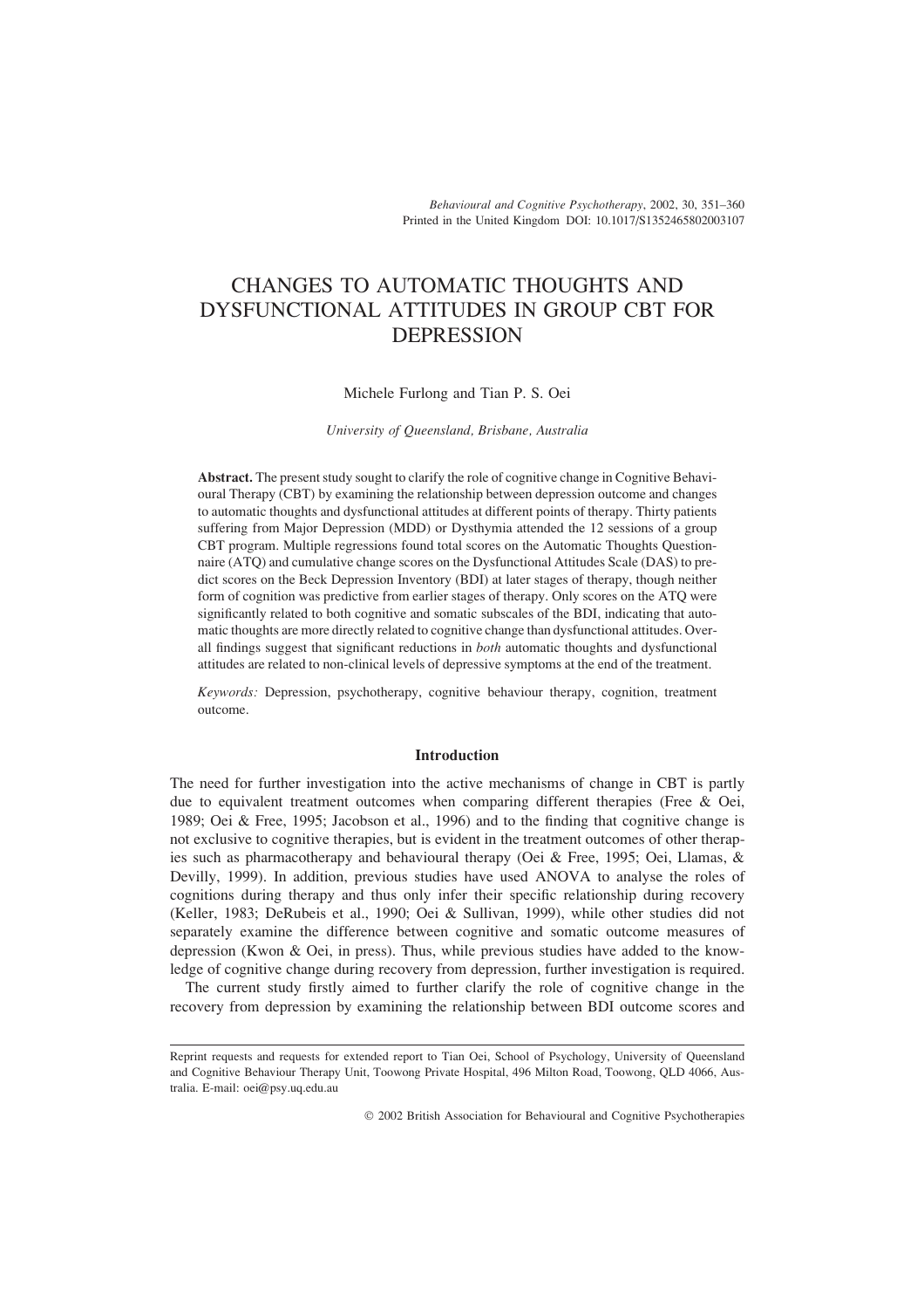# CHANGES TO AUTOMATIC THOUGHTS AND DYSFUNCTIONAL ATTITUDES IN GROUP CBT FOR DEPRESSION

Michele Furlong and Tian P. S. Oei

*University of Queensland, Brisbane, Australia*

**Abstract.** The present study sought to clarify the role of cognitive change in Cognitive Behavioural Therapy (CBT) by examining the relationship between depression outcome and changes to automatic thoughts and dysfunctional attitudes at different points of therapy. Thirty patients suffering from Major Depression (MDD) or Dysthymia attended the 12 sessions of a group CBT program. Multiple regressions found total scores on the Automatic Thoughts Questionnaire (ATQ) and cumulative change scores on the Dysfunctional Attitudes Scale (DAS) to predict scores on the Beck Depression Inventory (BDI) at later stages of therapy, though neither form of cognition was predictive from earlier stages of therapy. Only scores on the ATQ were significantly related to both cognitive and somatic subscales of the BDI, indicating that automatic thoughts are more directly related to cognitive change than dysfunctional attitudes. Overall findings suggest that significant reductions in *both* automatic thoughts and dysfunctional attitudes are related to non-clinical levels of depressive symptoms at the end of the treatment.

*Keywords:* Depression, psychotherapy, cognitive behaviour therapy, cognition, treatment outcome.

## Introduction

The need for further investigation into the active mechanisms of change in CBT is partly due to equivalent treatment outcomes when comparing different therapies (Free & Oei, 1989; Oei & Free, 1995; Jacobson et al., 1996) and to the finding that cognitive change is not exclusive to cognitive therapies, but is evident in the treatment outcomes of other therapies such as pharmacotherapy and behavioural therapy (Oei & Free, 1995; Oei, Llamas, & Devilly, 1999). In addition, previous studies have used ANOVA to analyse the roles of cognitions during therapy and thus only infer their specific relationship during recovery (Keller, 1983; DeRubeis et al., 1990; Oei & Sullivan, 1999), while other studies did not separately examine the difference between cognitive and somatic outcome measures of depression (Kwon & Oei, in press). Thus, while previous studies have added to the knowledge of cognitive change during recovery from depression, further investigation is required.

The current study firstly aimed to further clarify the role of cognitive change in the recovery from depression by examining the relationship between BDI outcome scores and

---

Reprint requests and requests for extended report to Tian Oei, School of Psychology, University of Queensland and Cognitive Behaviour Therapy Unit, Toowong Private Hospital, 496 Milton Road, Toowong, QLD 4066, Australia. E-mail: oei@psy.uq.edu.au

© 2002 British Association for Behavioural and Cognitive Psychotherapies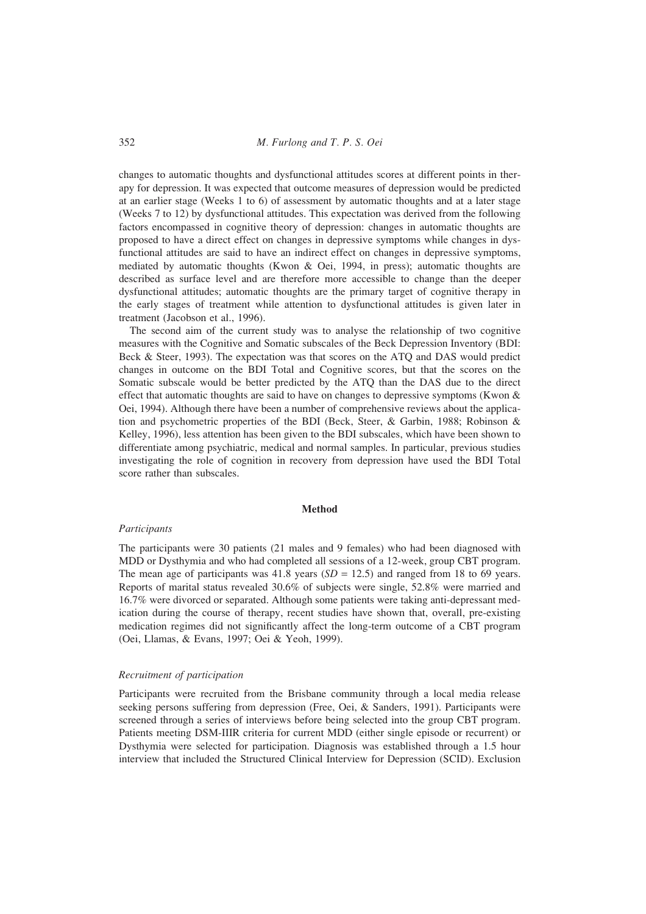changes to automatic thoughts and dysfunctional attitudes scores at different points in therapy for depression. It was expected that outcome measures of depression would be predicted at an earlier stage (Weeks 1 to 6) of assessment by automatic thoughts and at a later stage (Weeks 7 to 12) by dysfunctional attitudes. This expectation was derived from the following factors encompassed in cognitive theory of depression: changes in automatic thoughts are proposed to have a direct effect on changes in depressive symptoms while changes in dysfunctional attitudes are said to have an indirect effect on changes in depressive symptoms, mediated by automatic thoughts (Kwon & Oei, 1994, in press); automatic thoughts are described as surface level and are therefore more accessible to change than the deeper dysfunctional attitudes; automatic thoughts are the primary target of cognitive therapy in the early stages of treatment while attention to dysfunctional attitudes is given later in treatment (Jacobson et al., 1996).

The second aim of the current study was to analyse the relationship of two cognitive measures with the Cognitive and Somatic subscales of the Beck Depression Inventory (BDI: Beck & Steer, 1993). The expectation was that scores on the ATQ and DAS would predict changes in outcome on the BDI Total and Cognitive scores, but that the scores on the Somatic subscale would be better predicted by the ATQ than the DAS due to the direct effect that automatic thoughts are said to have on changes to depressive symptoms (Kwon & Oei, 1994). Although there have been a number of comprehensive reviews about the application and psychometric properties of the BDI (Beck, Steer, & Garbin, 1988; Robinson & Kelley, 1996), less attention has been given to the BDI subscales, which have been shown to differentiate among psychiatric, medical and normal samples. In particular, previous studies investigating the role of cognition in recovery from depression have used the BDI Total score rather than subscales.

## Method

### *Participants*

The participants were 30 patients (21 males and 9 females) who had been diagnosed with MDD or Dysthymia and who had completed all sessions of a 12-week, group CBT program. The mean age of participants was 41.8 years ($SD = 12.5$) and ranged from 18 to 69 years. Reports of marital status revealed 30.6% of subjects were single, 52.8% were married and 16.7% were divorced or separated. Although some patients were taking anti-depressant medication during the course of therapy, recent studies have shown that, overall, pre-existing medication regimes did not significantly affect the long-term outcome of a CBT program (Oei, Llamas, & Evans, 1997; Oei & Yeoh, 1999).

### *Recruitment of participation*

Participants were recruited from the Brisbane community through a local media release seeking persons suffering from depression (Free, Oei, & Sanders, 1991). Participants were screened through a series of interviews before being selected into the group CBT program. Patients meeting DSM-IIIR criteria for current MDD (either single episode or recurrent) or Dysthymia were selected for participation. Diagnosis was established through a 1.5 hour interview that included the Structured Clinical Interview for Depression (SCID). Exclusion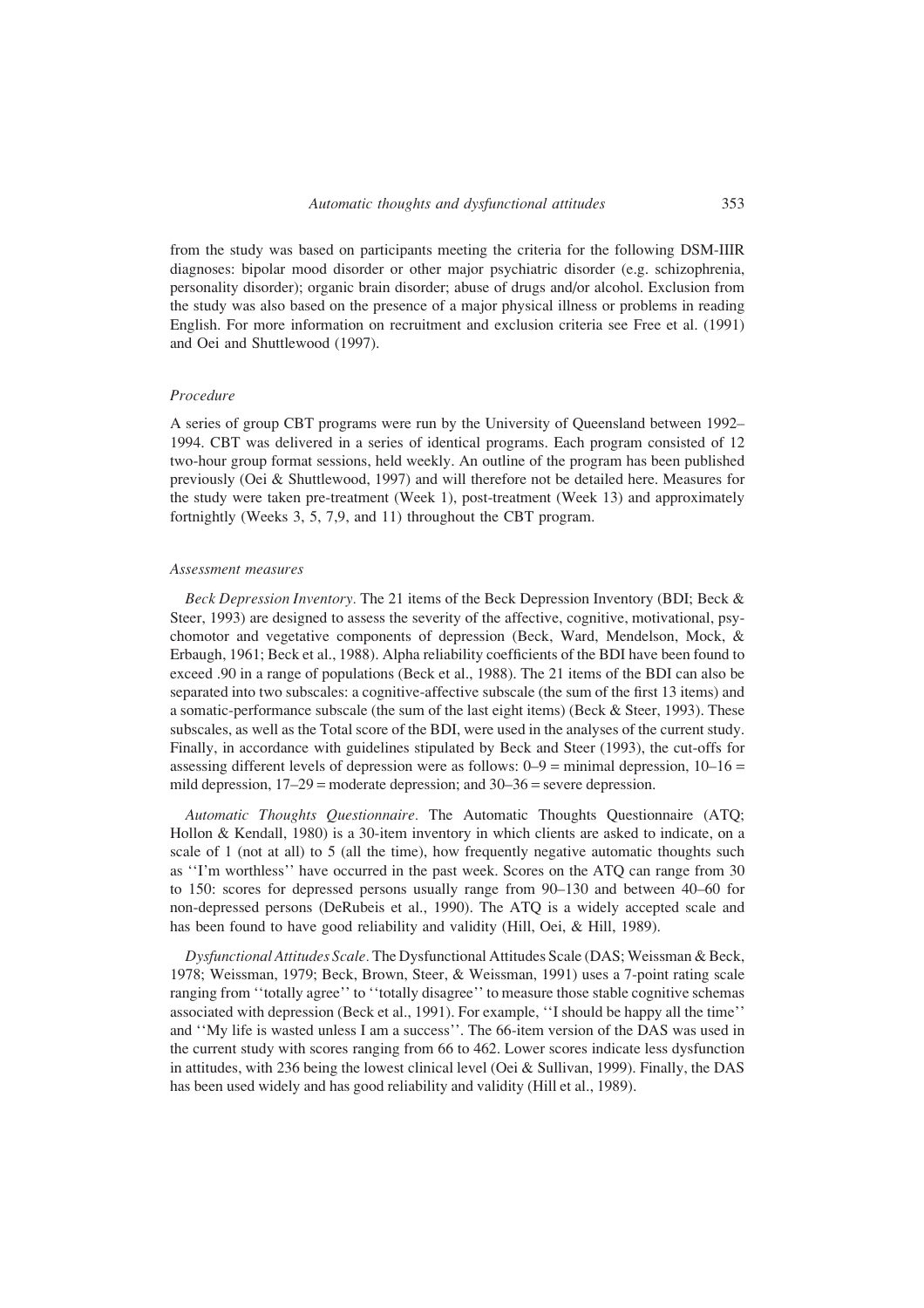from the study was based on participants meeting the criteria for the following DSM-IIIR diagnoses: bipolar mood disorder or other major psychiatric disorder (e.g. schizophrenia, personality disorder); organic brain disorder; abuse of drugs and/or alcohol. Exclusion from the study was also based on the presence of a major physical illness or problems in reading English. For more information on recruitment and exclusion criteria see Free et al. (1991) and Oei and Shuttlewood (1997).

### *Procedure*

A series of group CBT programs were run by the University of Queensland between 1992–1994. CBT was delivered in a series of identical programs. Each program consisted of 12 two-hour group format sessions, held weekly. An outline of the program has been published previously (Oei & Shuttlewood, 1997) and will therefore not be detailed here. Measures for the study were taken pre-treatment (Week 1), post-treatment (Week 13) and approximately fortnightly (Weeks 3, 5, 7,9, and 11) throughout the CBT program.

### *Assessment measures*

*Beck Depression Inventory*. The 21 items of the Beck Depression Inventory (BDI; Beck & Steer, 1993) are designed to assess the severity of the affective, cognitive, motivational, psychomotor and vegetative components of depression (Beck, Ward, Mendelson, Mock, & Erbaugh, 1961; Beck et al., 1988). Alpha reliability coefficients of the BDI have been found to exceed .90 in a range of populations (Beck et al., 1988). The 21 items of the BDI can also be separated into two subscales: a cognitive-affective subscale (the sum of the first 13 items) and a somatic-performance subscale (the sum of the last eight items) (Beck & Steer, 1993). These subscales, as well as the Total score of the BDI, were used in the analyses of the current study. Finally, in accordance with guidelines stipulated by Beck and Steer (1993), the cut-offs for assessing different levels of depression were as follows: 0–9 = minimal depression, 10–16 = mild depression, 17–29 = moderate depression; and 30–36 = severe depression.

*Automatic Thoughts Questionnaire*. The Automatic Thoughts Questionnaire (ATQ; Hollon & Kendall, 1980) is a 30-item inventory in which clients are asked to indicate, on a scale of 1 (not at all) to 5 (all the time), how frequently negative automatic thoughts such as ''I'm worthless'' have occurred in the past week. Scores on the ATQ can range from 30 to 150: scores for depressed persons usually range from 90–130 and between 40–60 for non-depressed persons (DeRubeis et al., 1990). The ATQ is a widely accepted scale and has been found to have good reliability and validity (Hill, Oei, & Hill, 1989).

*Dysfunctional Attitudes Scale*. The Dysfunctional Attitudes Scale (DAS; Weissman & Beck, 1978; Weissman, 1979; Beck, Brown, Steer, & Weissman, 1991) uses a 7-point rating scale ranging from ''totally agree'' to ''totally disagree'' to measure those stable cognitive schemas associated with depression (Beck et al., 1991). For example, ''I should be happy all the time'' and ''My life is wasted unless I am a success''. The 66-item version of the DAS was used in the current study with scores ranging from 66 to 462. Lower scores indicate less dysfunction in attitudes, with 236 being the lowest clinical level (Oei & Sullivan, 1999). Finally, the DAS has been used widely and has good reliability and validity (Hill et al., 1989).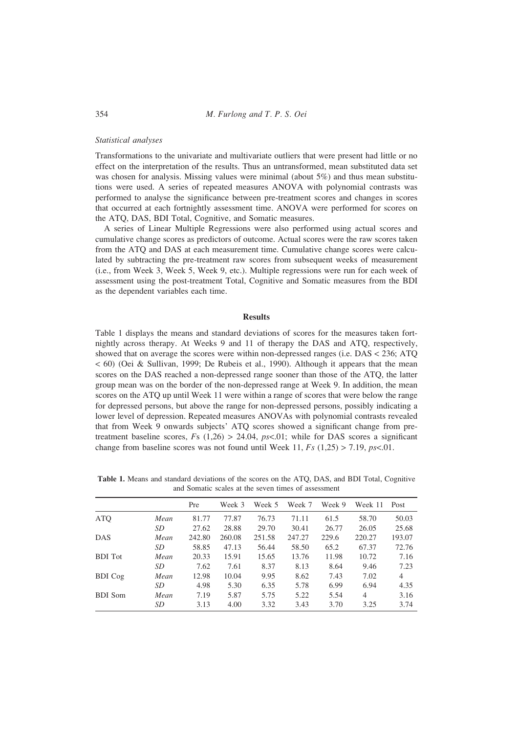### *Statistical analyses*

Transformations to the univariate and multivariate outliers that were present had little or no effect on the interpretation of the results. Thus an untransformed, mean substituted data set was chosen for analysis. Missing values were minimal (about 5%) and thus mean substitutions were used. A series of repeated measures ANOVA with polynomial contrasts was performed to analyse the significance between pre-treatment scores and changes in scores that occurred at each fortnightly assessment time. ANOVA were performed for scores on the ATQ, DAS, BDI Total, Cognitive, and Somatic measures.

A series of Linear Multiple Regressions were also performed using actual scores and cumulative change scores as predictors of outcome. Actual scores were the raw scores taken from the ATQ and DAS at each measurement time. Cumulative change scores were calculated by subtracting the pre-treatment raw scores from subsequent weeks of measurement (i.e., from Week 3, Week 5, Week 9, etc.). Multiple regressions were run for each week of assessment using the post-treatment Total, Cognitive and Somatic measures from the BDI as the dependent variables each time.

## Results

Table 1 displays the means and standard deviations of scores for the measures taken fortnightly across therapy. At Weeks 9 and 11 of therapy the DAS and ATQ, respectively, showed that on average the scores were within non-depressed ranges (i.e. DAS < 236; ATQ < 60) (Oei & Sullivan, 1999; De Rubeis et al., 1990). Although it appears that the mean scores on the DAS reached a non-depressed range sooner than those of the ATQ, the latter group mean was on the border of the non-depressed range at Week 9. In addition, the mean scores on the ATQ up until Week 11 were within a range of scores that were below the range for depressed persons, but above the range for non-depressed persons, possibly indicating a lower level of depression. Repeated measures ANOVAs with polynomial contrasts revealed that from Week 9 onwards subjects' ATQ scores showed a significant change from pre-treatment baseline scores, $F$s $(1,26) > 24.04$, $ps<.01$; while for DAS scores a significant change from baseline scores was not found until Week 11, $Fs$ $(1,25) > 7.19$, $ps<.01$.

**Table 1.** Means and standard deviations of the scores on the ATQ, DAS, and BDI Total, Cognitive and Somatic scales at the seven times of assessment

| | | Pre | Week 3 | Week 5 | Week 7 | Week 9 | Week 11 | Post |
|---|---|---|---|---|---|---|---|---|
| ATQ | *Mean* | 81.77 | 77.87 | 76.73 | 71.11 | 61.5 | 58.70 | 50.03 |
| | *SD* | 27.62 | 28.88 | 29.70 | 30.41 | 26.77 | 26.05 | 25.68 |
| DAS | *Mean* | 242.80 | 260.08 | 251.58 | 247.27 | 229.6 | 220.27 | 193.07 |
| | *SD* | 58.85 | 47.13 | 56.44 | 58.50 | 65.2 | 67.37 | 72.76 |
| BDI Tot | *Mean* | 20.33 | 15.91 | 15.65 | 13.76 | 11.98 | 10.72 | 7.16 |
| | *SD* | 7.62 | 7.61 | 8.37 | 8.13 | 8.64 | 9.46 | 7.23 |
| BDI Cog | *Mean* | 12.98 | 10.04 | 9.95 | 8.62 | 7.43 | 7.02 | 4 |
| | *SD* | 4.98 | 5.30 | 6.35 | 5.78 | 6.99 | 6.94 | 4.35 |
| BDI Som | *Mean* | 7.19 | 5.87 | 5.75 | 5.22 | 5.54 | 4 | 3.16 |
| | *SD* | 3.13 | 4.00 | 3.32 | 3.43 | 3.70 | 3.25 | 3.74 |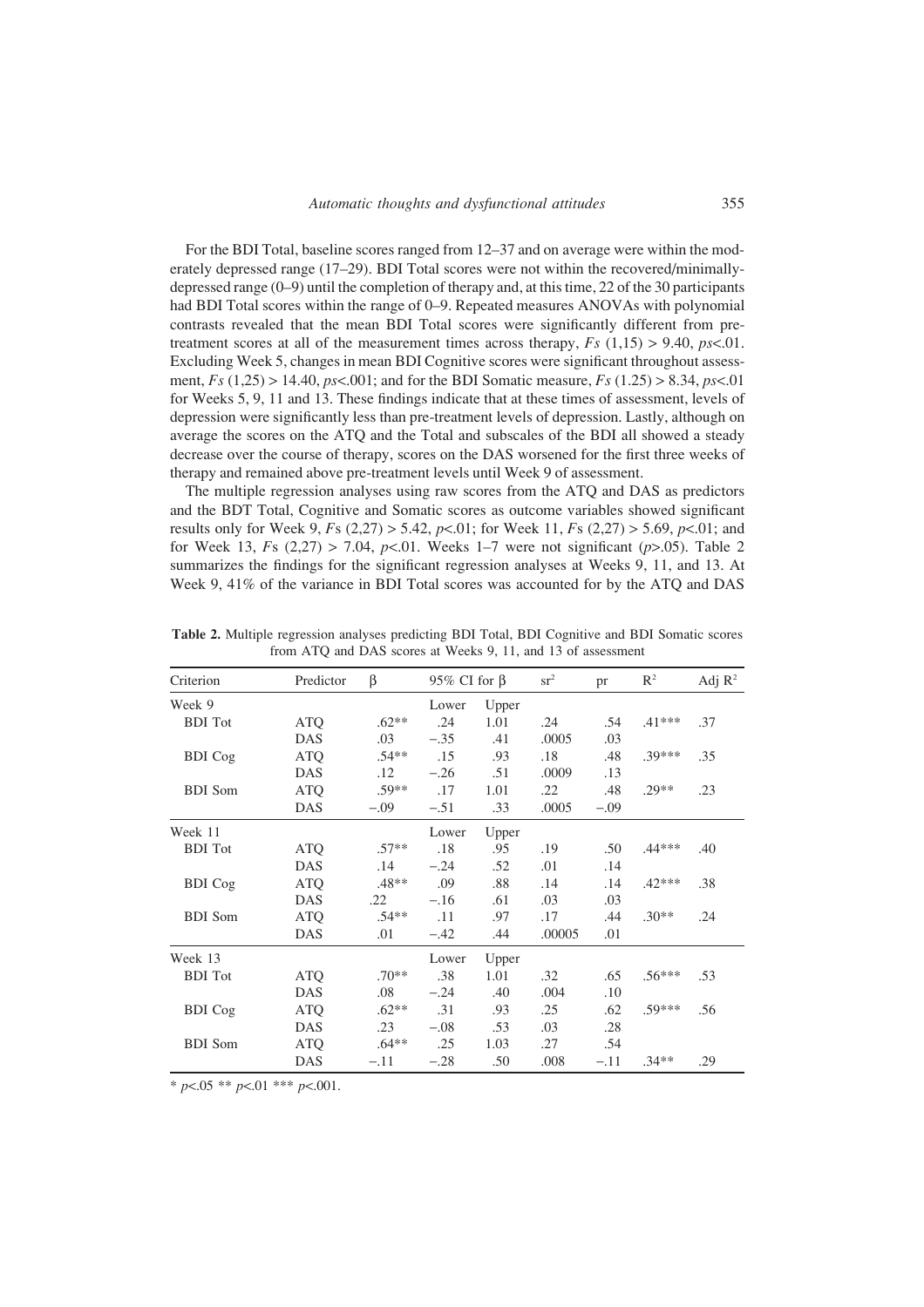For the BDI Total, baseline scores ranged from 12–37 and on average were within the moderately depressed range (17–29). BDI Total scores were not within the recovered/minimally-depressed range (0–9) until the completion of therapy and, at this time, 22 of the 30 participants had BDI Total scores within the range of 0–9. Repeated measures ANOVAs with polynomial contrasts revealed that the mean BDI Total scores were significantly different from pre-treatment scores at all of the measurement times across therapy, $Fs\ (1,15) > 9.40$, $ps < .01$. Excluding Week 5, changes in mean BDI Cognitive scores were significant throughout assessment, $Fs\ (1,25) > 14.40$, $ps < .001$; and for the BDI Somatic measure, $Fs\ (1.25) > 8.34$, $ps < .01$ for Weeks 5, 9, 11 and 13. These findings indicate that at these times of assessment, levels of depression were significantly less than pre-treatment levels of depression. Lastly, although on average the scores on the ATQ and the Total and subscales of the BDI all showed a steady decrease over the course of therapy, scores on the DAS worsened for the first three weeks of therapy and remained above pre-treatment levels until Week 9 of assessment.

The multiple regression analyses using raw scores from the ATQ and DAS as predictors and the BDT Total, Cognitive and Somatic scores as outcome variables showed significant results only for Week 9, $Fs\ (2,27) > 5.42$, $p < .01$; for Week 11, $Fs\ (2,27) > 5.69$, $p < .01$; and for Week 13, $Fs\ (2,27) > 7.04$, $p < .01$. Weeks 1–7 were not significant ($p > .05$). Table 2 summarizes the findings for the significant regression analyses at Weeks 9, 11, and 13. At Week 9, 41% of the variance in BDI Total scores was accounted for by the ATQ and DAS

**Table 2.** Multiple regression analyses predicting BDI Total, BDI Cognitive and BDI Somatic scores from ATQ and DAS scores at Weeks 9, 11, and 13 of assessment

| Criterion | Predictor | β | 95% CI for β | | $sr^2$ | pr | $R^2$ | Adj $R^2$ |
|---|---|---|---|---|---|---|---|---|
| Week 9 | | | Lower | Upper | | | | |
| BDI Tot | ATQ | .62** | .24 | 1.01 | .24 | .54 | .41*** | .37 |
| | DAS | .03 | −.35 | .41 | .0005 | .03 | | |
| BDI Cog | ATQ | .54** | .15 | .93 | .18 | .48 | .39*** | .35 |
| | DAS | .12 | −.26 | .51 | .0009 | .13 | | |
| BDI Som | ATQ | .59** | .17 | 1.01 | .22 | .48 | .29** | .23 |
| | DAS | −.09 | −.51 | .33 | .0005 | −.09 | | |
| Week 11 | | | Lower | Upper | | | | |
| BDI Tot | ATQ | .57** | .18 | .95 | .19 | .50 | .44*** | .40 |
| | DAS | .14 | −.24 | .52 | .01 | .14 | | |
| BDI Cog | ATQ | .48** | .09 | .88 | .14 | .14 | .42*** | .38 |
| | DAS | .22 | −.16 | .61 | .03 | .03 | | |
| BDI Som | ATQ | .54** | .11 | .97 | .17 | .44 | .30** | .24 |
| | DAS | .01 | −.42 | .44 | .00005 | .01 | | |
| Week 13 | | | Lower | Upper | | | | |
| BDI Tot | ATQ | .70** | .38 | 1.01 | .32 | .65 | .56*** | .53 |
| | DAS | .08 | −.24 | .40 | .004 | .10 | | |
| BDI Cog | ATQ | .62** | .31 | .93 | .25 | .62 | .59*** | .56 |
| | DAS | .23 | −.08 | .53 | .03 | .28 | | |
| BDI Som | ATQ | .64** | .25 | 1.03 | .27 | .54 | | |
| | DAS | −.11 | −.28 | .50 | .008 | −.11 | .34** | .29 |

\* $p < .05$ \*\* $p < .01$ \*\*\* $p < .001$.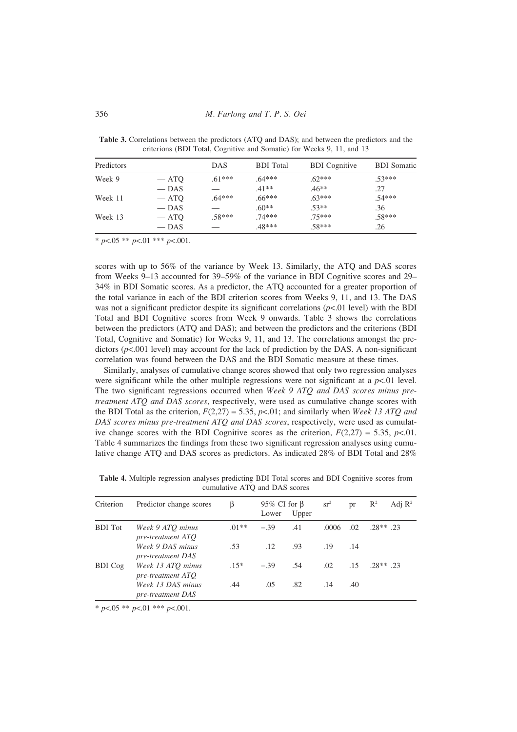**Table 3.** Correlations between the predictors (ATQ and DAS); and between the predictors and the criterions (BDI Total, Cognitive and Somatic) for Weeks 9, 11, and 13

| Predictors | | DAS | BDI Total | BDI Cognitive | BDI Somatic |
|---|---|---|---|---|---|
| Week 9 | — ATQ | .61*** | .64*** | .62*** | .53*** |
| | — DAS | — | .41** | .46** | .27 |
| Week 11 | — ATQ | .64*** | .66*** | .63*** | .54*** |
| | — DAS | — | .60** | .53** | .36 |
| Week 13 | — ATQ | .58*** | .74*** | .75*** | .58*** |
| | — DAS | — | .48*** | .58*** | .26 |

* $p<.05$ ** $p<.01$ *** $p<.001$.

scores with up to 56% of the variance by Week 13. Similarly, the ATQ and DAS scores from Weeks 9–13 accounted for 39–59% of the variance in BDI Cognitive scores and 29–34% in BDI Somatic scores. As a predictor, the ATQ accounted for a greater proportion of the total variance in each of the BDI criterion scores from Weeks 9, 11, and 13. The DAS was not a significant predictor despite its significant correlations ($p<.01$ level) with the BDI Total and BDI Cognitive scores from Week 9 onwards. Table 3 shows the correlations between the predictors (ATQ and DAS); and between the predictors and the criterions (BDI Total, Cognitive and Somatic) for Weeks 9, 11, and 13. The correlations amongst the predictors ($p<.001$ level) may account for the lack of prediction by the DAS. A non-significant correlation was found between the DAS and the BDI Somatic measure at these times.

Similarly, analyses of cumulative change scores showed that only two regression analyses were significant while the other multiple regressions were not significant at a $p<.01$ level. The two significant regressions occurred when *Week 9 ATQ and DAS scores minus pre-treatment ATQ and DAS scores*, respectively, were used as cumulative change scores with the BDI Total as the criterion, $F(2,27) = 5.35$, $p<.01$; and similarly when *Week 13 ATQ and DAS scores minus pre-treatment ATQ and DAS scores*, respectively, were used as cumulative change scores with the BDI Cognitive scores as the criterion, $F(2,27) = 5.35$, $p<.01$. Table 4 summarizes the findings from these two significant regression analyses using cumulative change ATQ and DAS scores as predictors. As indicated 28% of BDI Total and 28%

**Table 4.** Multiple regression analyses predicting BDI Total scores and BDI Cognitive scores from cumulative ATQ and DAS scores

| Criterion | Predictor change scores | β | 95% CI for β | | $sr^2$ | pr | $R^2$ | Adj $R^2$ |
|---|---|---|---|---|---|---|---|---|
| | | | Lower | Upper | | | | |
| BDI Tot | *Week 9 ATQ minus pre-treatment ATQ* | .01** | −.39 | .41 | .0006 | .02 | .28** | .23 |
| | *Week 9 DAS minus pre-treatment DAS* | .53 | .12 | .93 | .19 | .14 | | |
| BDI Cog | *Week 13 ATQ minus pre-treatment ATQ* | .15* | −.39 | .54 | .02 | .15 | .28** | .23 |
| | *Week 13 DAS minus pre-treatment DAS* | .44 | .05 | .82 | .14 | .40 | | |

* $p<.05$ ** $p<.01$ *** $p<.001$.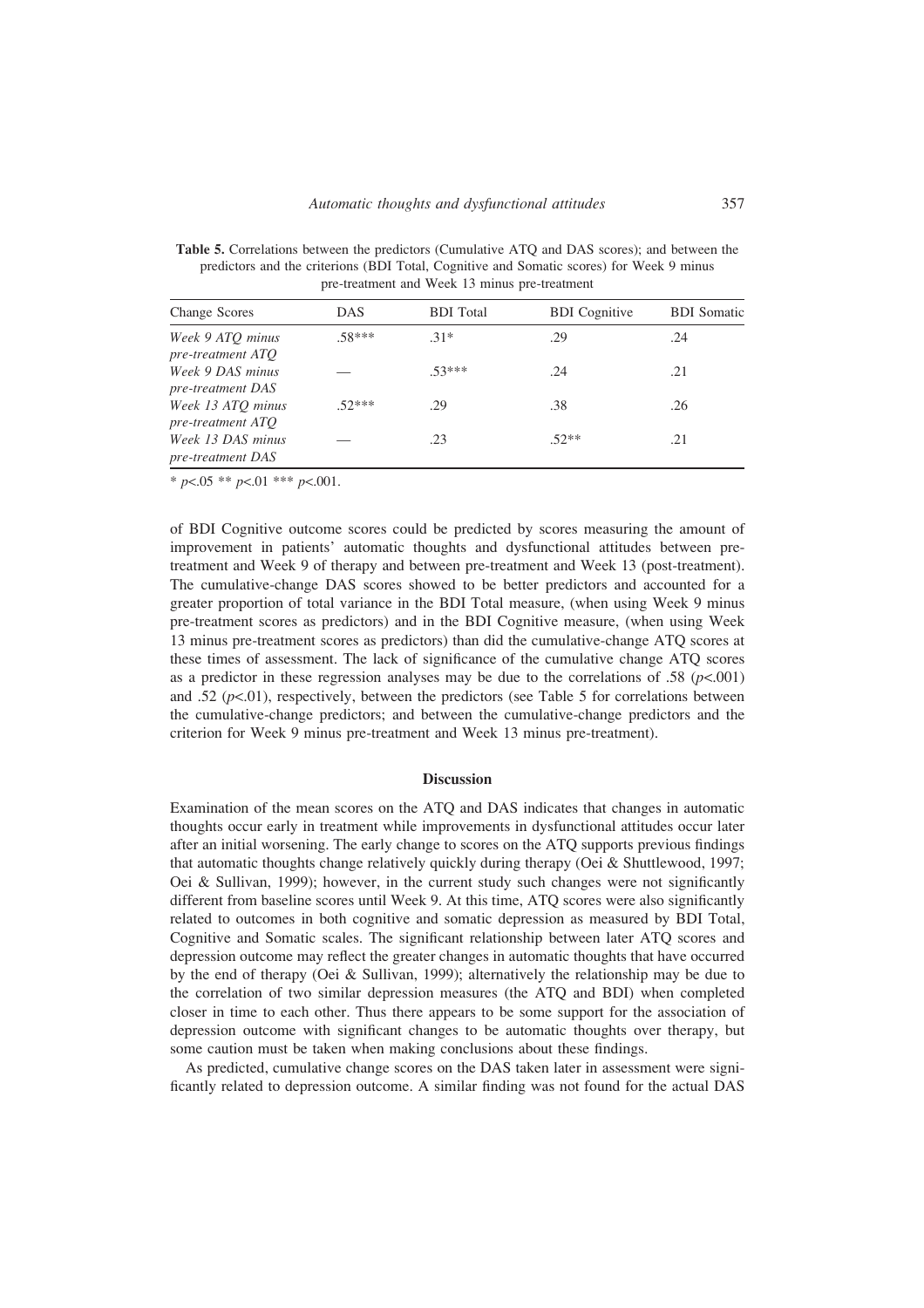**Table 5.** Correlations between the predictors (Cumulative ATQ and DAS scores); and between the predictors and the criterions (BDI Total, Cognitive and Somatic scores) for Week 9 minus pre-treatment and Week 13 minus pre-treatment

| Change Scores | DAS | BDI Total | BDI Cognitive | BDI Somatic |
|---|---|---|---|---|
| *Week 9 ATQ minus pre-treatment ATQ* | .58*** | .31* | .29 | .24 |
| *Week 9 DAS minus pre-treatment DAS* | — | .53*** | .24 | .21 |
| *Week 13 ATQ minus pre-treatment ATQ* | .52*** | .29 | .38 | .26 |
| *Week 13 DAS minus pre-treatment DAS* | — | .23 | .52** | .21 |

* $p$<.05 ** $p$<.01 *** $p$<.001.

of BDI Cognitive outcome scores could be predicted by scores measuring the amount of improvement in patients' automatic thoughts and dysfunctional attitudes between pre-treatment and Week 9 of therapy and between pre-treatment and Week 13 (post-treatment). The cumulative-change DAS scores showed to be better predictors and accounted for a greater proportion of total variance in the BDI Total measure, (when using Week 9 minus pre-treatment scores as predictors) and in the BDI Cognitive measure, (when using Week 13 minus pre-treatment scores as predictors) than did the cumulative-change ATQ scores at these times of assessment. The lack of significance of the cumulative change ATQ scores as a predictor in these regression analyses may be due to the correlations of .58 ($p$<.001) and .52 ($p$<.01), respectively, between the predictors (see Table 5 for correlations between the cumulative-change predictors; and between the cumulative-change predictors and the criterion for Week 9 minus pre-treatment and Week 13 minus pre-treatment).

## Discussion

Examination of the mean scores on the ATQ and DAS indicates that changes in automatic thoughts occur early in treatment while improvements in dysfunctional attitudes occur later after an initial worsening. The early change to scores on the ATQ supports previous findings that automatic thoughts change relatively quickly during therapy (Oei & Shuttlewood, 1997; Oei & Sullivan, 1999); however, in the current study such changes were not significantly different from baseline scores until Week 9. At this time, ATQ scores were also significantly related to outcomes in both cognitive and somatic depression as measured by BDI Total, Cognitive and Somatic scales. The significant relationship between later ATQ scores and depression outcome may reflect the greater changes in automatic thoughts that have occurred by the end of therapy (Oei & Sullivan, 1999); alternatively the relationship may be due to the correlation of two similar depression measures (the ATQ and BDI) when completed closer in time to each other. Thus there appears to be some support for the association of depression outcome with significant changes to be automatic thoughts over therapy, but some caution must be taken when making conclusions about these findings.

As predicted, cumulative change scores on the DAS taken later in assessment were significantly related to depression outcome. A similar finding was not found for the actual DAS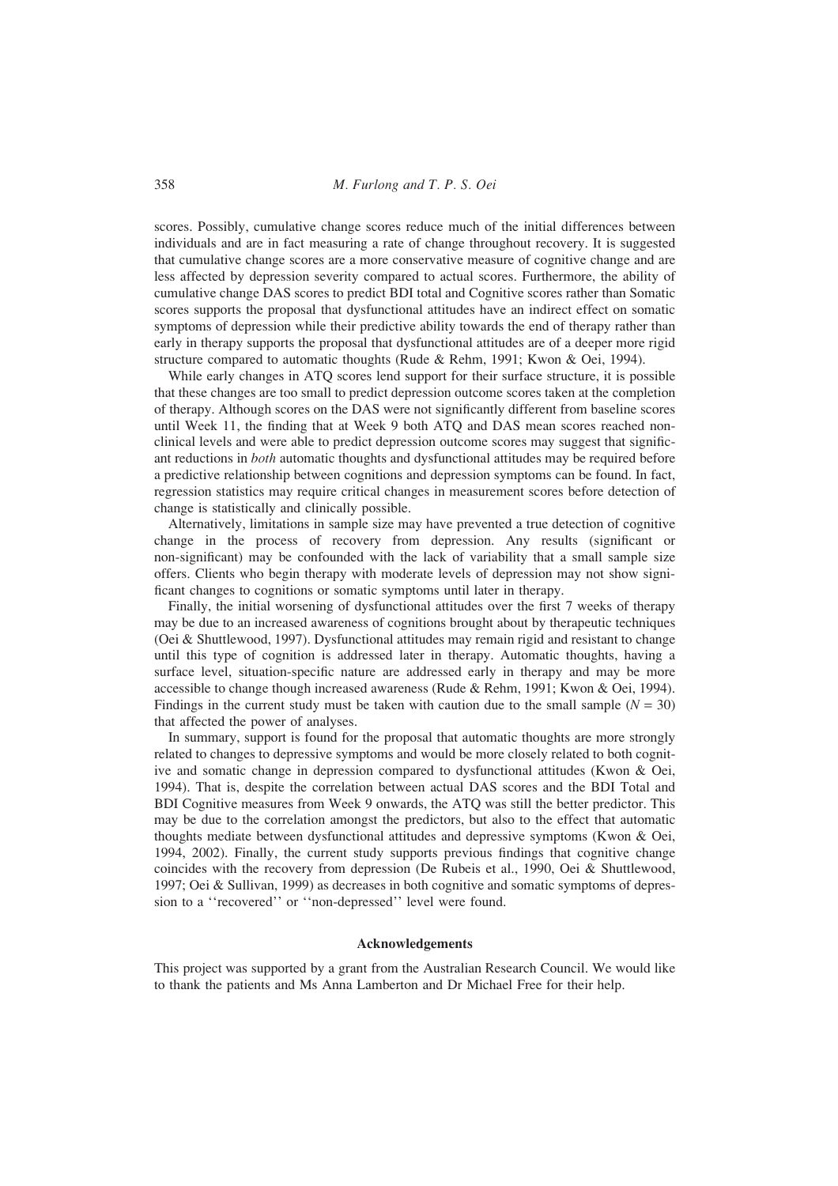scores. Possibly, cumulative change scores reduce much of the initial differences between individuals and are in fact measuring a rate of change throughout recovery. It is suggested that cumulative change scores are a more conservative measure of cognitive change and are less affected by depression severity compared to actual scores. Furthermore, the ability of cumulative change DAS scores to predict BDI total and Cognitive scores rather than Somatic scores supports the proposal that dysfunctional attitudes have an indirect effect on somatic symptoms of depression while their predictive ability towards the end of therapy rather than early in therapy supports the proposal that dysfunctional attitudes are of a deeper more rigid structure compared to automatic thoughts (Rude & Rehm, 1991; Kwon & Oei, 1994).

While early changes in ATQ scores lend support for their surface structure, it is possible that these changes are too small to predict depression outcome scores taken at the completion of therapy. Although scores on the DAS were not significantly different from baseline scores until Week 11, the finding that at Week 9 both ATQ and DAS mean scores reached non-clinical levels and were able to predict depression outcome scores may suggest that significant reductions in *both* automatic thoughts and dysfunctional attitudes may be required before a predictive relationship between cognitions and depression symptoms can be found. In fact, regression statistics may require critical changes in measurement scores before detection of change is statistically and clinically possible.

Alternatively, limitations in sample size may have prevented a true detection of cognitive change in the process of recovery from depression. Any results (significant or non-significant) may be confounded with the lack of variability that a small sample size offers. Clients who begin therapy with moderate levels of depression may not show significant changes to cognitions or somatic symptoms until later in therapy.

Finally, the initial worsening of dysfunctional attitudes over the first 7 weeks of therapy may be due to an increased awareness of cognitions brought about by therapeutic techniques (Oei & Shuttlewood, 1997). Dysfunctional attitudes may remain rigid and resistant to change until this type of cognition is addressed later in therapy. Automatic thoughts, having a surface level, situation-specific nature are addressed early in therapy and may be more accessible to change though increased awareness (Rude & Rehm, 1991; Kwon & Oei, 1994). Findings in the current study must be taken with caution due to the small sample ($N = 30$) that affected the power of analyses.

In summary, support is found for the proposal that automatic thoughts are more strongly related to changes to depressive symptoms and would be more closely related to both cognitive and somatic change in depression compared to dysfunctional attitudes (Kwon & Oei, 1994). That is, despite the correlation between actual DAS scores and the BDI Total and BDI Cognitive measures from Week 9 onwards, the ATQ was still the better predictor. This may be due to the correlation amongst the predictors, but also to the effect that automatic thoughts mediate between dysfunctional attitudes and depressive symptoms (Kwon & Oei, 1994, 2002). Finally, the current study supports previous findings that cognitive change coincides with the recovery from depression (De Rubeis et al., 1990, Oei & Shuttlewood, 1997; Oei & Sullivan, 1999) as decreases in both cognitive and somatic symptoms of depression to a ''recovered'' or ''non-depressed'' level were found.

## Acknowledgements

This project was supported by a grant from the Australian Research Council. We would like to thank the patients and Ms Anna Lamberton and Dr Michael Free for their help.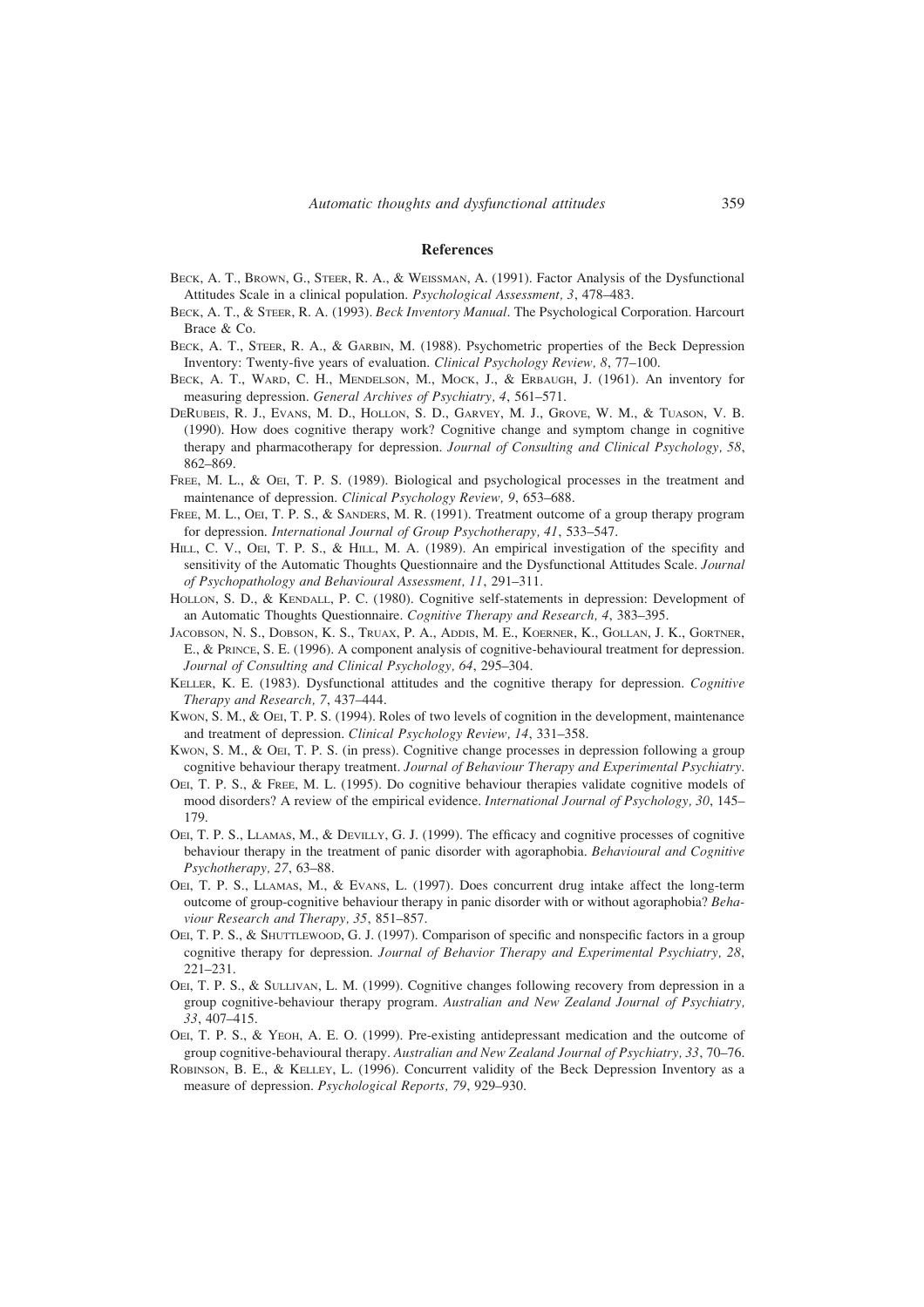## References

Beck, A. T., Brown, G., Steer, R. A., & Weissman, A. (1991). Factor Analysis of the Dysfunctional Attitudes Scale in a clinical population. *Psychological Assessment, 3*, 478–483.

Beck, A. T., & Steer, R. A. (1993). *Beck Inventory Manual*. The Psychological Corporation. Harcourt Brace & Co.

Beck, A. T., Steer, R. A., & Garbin, M. (1988). Psychometric properties of the Beck Depression Inventory: Twenty-five years of evaluation. *Clinical Psychology Review, 8*, 77–100.

Beck, A. T., Ward, C. H., Mendelson, M., Mock, J., & Erbaugh, J. (1961). An inventory for measuring depression. *General Archives of Psychiatry, 4*, 561–571.

DeRubeis, R. J., Evans, M. D., Hollon, S. D., Garvey, M. J., Grove, W. M., & Tuason, V. B. (1990). How does cognitive therapy work? Cognitive change and symptom change in cognitive therapy and pharmacotherapy for depression. *Journal of Consulting and Clinical Psychology, 58*, 862–869.

Free, M. L., & Oei, T. P. S. (1989). Biological and psychological processes in the treatment and maintenance of depression. *Clinical Psychology Review, 9*, 653–688.

Free, M. L., Oei, T. P. S., & Sanders, M. R. (1991). Treatment outcome of a group therapy program for depression. *International Journal of Group Psychotherapy, 41*, 533–547.

Hill, C. V., Oei, T. P. S., & Hill, M. A. (1989). An empirical investigation of the specifity and sensitivity of the Automatic Thoughts Questionnaire and the Dysfunctional Attitudes Scale. *Journal of Psychopathology and Behavioural Assessment, 11*, 291–311.

Hollon, S. D., & Kendall, P. C. (1980). Cognitive self-statements in depression: Development of an Automatic Thoughts Questionnaire. *Cognitive Therapy and Research, 4*, 383–395.

Jacobson, N. S., Dobson, K. S., Truax, P. A., Addis, M. E., Koerner, K., Gollan, J. K., Gortner, E., & Prince, S. E. (1996). A component analysis of cognitive-behavioural treatment for depression. *Journal of Consulting and Clinical Psychology, 64*, 295–304.

Keller, K. E. (1983). Dysfunctional attitudes and the cognitive therapy for depression. *Cognitive Therapy and Research, 7*, 437–444.

Kwon, S. M., & Oei, T. P. S. (1994). Roles of two levels of cognition in the development, maintenance and treatment of depression. *Clinical Psychology Review, 14*, 331–358.

Kwon, S. M., & Oei, T. P. S. (in press). Cognitive change processes in depression following a group cognitive behaviour therapy treatment. *Journal of Behaviour Therapy and Experimental Psychiatry*.

Oei, T. P. S., & Free, M. L. (1995). Do cognitive behaviour therapies validate cognitive models of mood disorders? A review of the empirical evidence. *International Journal of Psychology, 30*, 145–179.

Oei, T. P. S., Llamas, M., & Devilly, G. J. (1999). The efficacy and cognitive processes of cognitive behaviour therapy in the treatment of panic disorder with agoraphobia. *Behavioural and Cognitive Psychotherapy, 27*, 63–88.

Oei, T. P. S., Llamas, M., & Evans, L. (1997). Does concurrent drug intake affect the long-term outcome of group-cognitive behaviour therapy in panic disorder with or without agoraphobia? *Behaviour Research and Therapy, 35*, 851–857.

Oei, T. P. S., & Shuttlewood, G. J. (1997). Comparison of specific and nonspecific factors in a group cognitive therapy for depression. *Journal of Behavior Therapy and Experimental Psychiatry, 28*, 221–231.

Oei, T. P. S., & Sullivan, L. M. (1999). Cognitive changes following recovery from depression in a group cognitive-behaviour therapy program. *Australian and New Zealand Journal of Psychiatry, 33*, 407–415.

Oei, T. P. S., & Yeoh, A. E. O. (1999). Pre-existing antidepressant medication and the outcome of group cognitive-behavioural therapy. *Australian and New Zealand Journal of Psychiatry, 33*, 70–76.

Robinson, B. E., & Kelley, L. (1996). Concurrent validity of the Beck Depression Inventory as a measure of depression. *Psychological Reports, 79*, 929–930.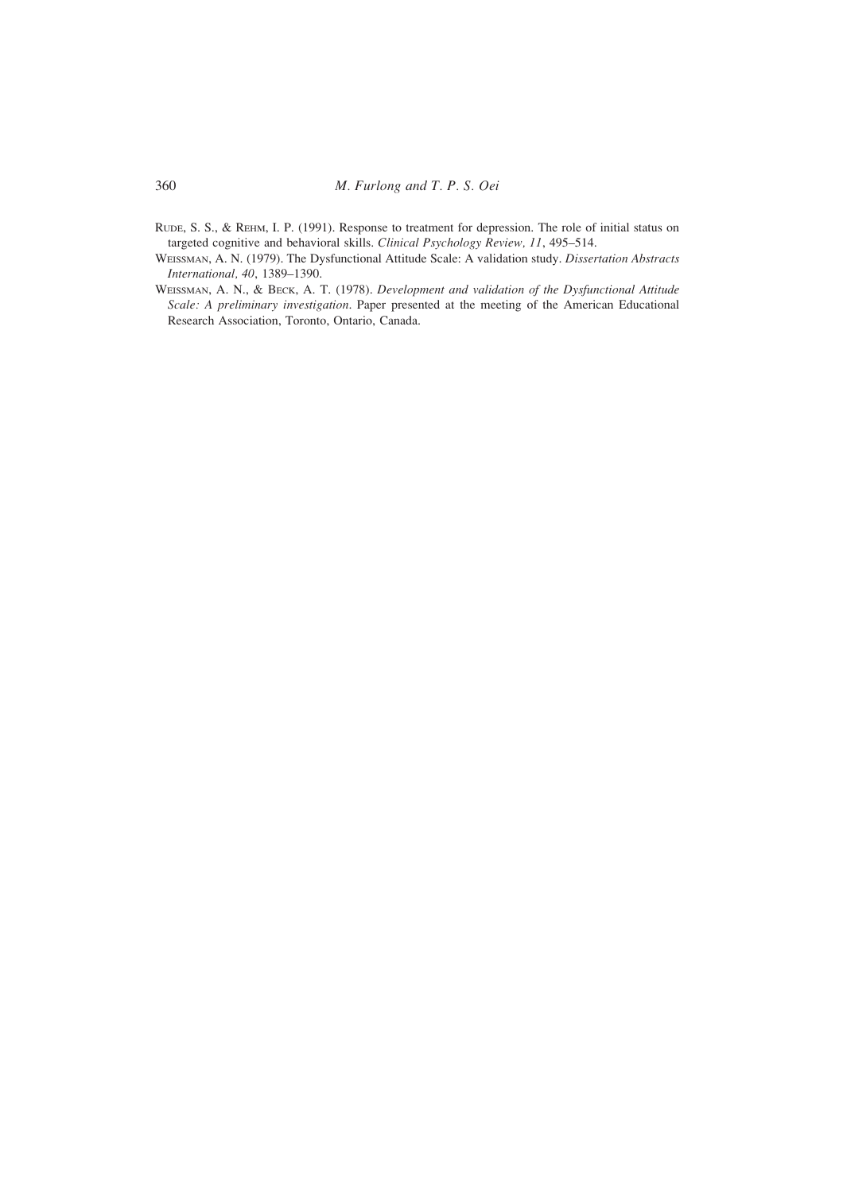Rude, S. S., & Rehm, I. P. (1991). Response to treatment for depression. The role of initial status on targeted cognitive and behavioral skills. *Clinical Psychology Review, 11*, 495–514.

Weissman, A. N. (1979). The Dysfunctional Attitude Scale: A validation study. *Dissertation Abstracts International, 40*, 1389–1390.

Weissman, A. N., & Beck, A. T. (1978). *Development and validation of the Dysfunctional Attitude Scale: A preliminary investigation*. Paper presented at the meeting of the American Educational Research Association, Toronto, Ontario, Canada.